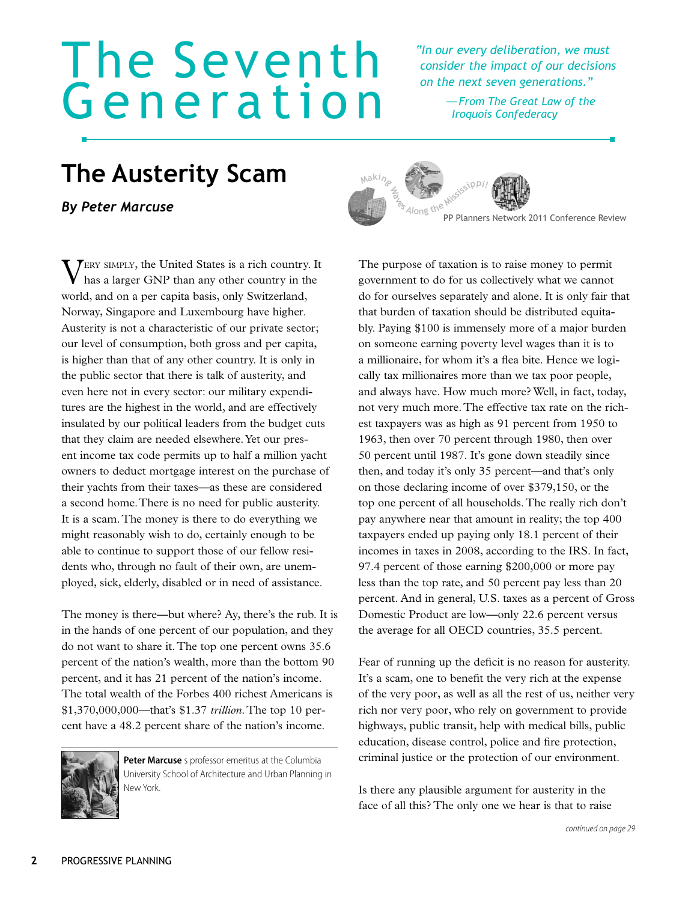# The Seventh Generation

*"In our every deliberation, we must consider the impact of our decisions on the next seven generations."*

*—From The Great Law of the Iroquois Confederacy*

## The Austerity Scam

***By Peter Marcuse***

PP Planners Network 2011 Conference Review

Very simply, the United States is a rich country. It has a larger GNP than any other country in the world, and on a per capita basis, only Switzerland, Norway, Singapore and Luxembourg have higher. Austerity is not a characteristic of our private sector; our level of consumption, both gross and per capita, is higher than that of any other country. It is only in the public sector that there is talk of austerity, and even here not in every sector: our military expenditures are the highest in the world, and are effectively insulated by our political leaders from the budget cuts that they claim are needed elsewhere. Yet our present income tax code permits up to half a million yacht owners to deduct mortgage interest on the purchase of their yachts from their taxes—as these are considered a second home. There is no need for public austerity. It is a scam. The money is there to do everything we might reasonably wish to do, certainly enough to be able to continue to support those of our fellow residents who, through no fault of their own, are unemployed, sick, elderly, disabled or in need of assistance.

The money is there—but where? Ay, there's the rub. It is in the hands of one percent of our population, and they do not want to share it. The top one percent owns 35.6 percent of the nation's wealth, more than the bottom 90 percent, and it has 21 percent of the nation's income. The total wealth of the Forbes 400 richest Americans is $1,370,000,000—that's $1.37 *trillion*. The top 10 percent have a 48.2 percent share of the nation's income.

**Peter Marcuse** s professor emeritus at the Columbia University School of Architecture and Urban Planning in New York.

The purpose of taxation is to raise money to permit government to do for us collectively what we cannot do for ourselves separately and alone. It is only fair that that burden of taxation should be distributed equitably. Paying $100 is immensely more of a major burden on someone earning poverty level wages than it is to a millionaire, for whom it's a flea bite. Hence we logically tax millionaires more than we tax poor people, and always have. How much more? Well, in fact, today, not very much more. The effective tax rate on the richest taxpayers was as high as 91 percent from 1950 to 1963, then over 70 percent through 1980, then over 50 percent until 1987. It's gone down steadily since then, and today it's only 35 percent—and that's only on those declaring income of over $379,150, or the top one percent of all households. The really rich don't pay anywhere near that amount in reality; the top 400 taxpayers ended up paying only 18.1 percent of their incomes in taxes in 2008, according to the IRS. In fact, 97.4 percent of those earning $200,000 or more pay less than the top rate, and 50 percent pay less than 20 percent. And in general, U.S. taxes as a percent of Gross Domestic Product are low—only 22.6 percent versus the average for all OECD countries, 35.5 percent.

Fear of running up the deficit is no reason for austerity. It's a scam, one to benefit the very rich at the expense of the very poor, as well as all the rest of us, neither very rich nor very poor, who rely on government to provide highways, public transit, help with medical bills, public education, disease control, police and fire protection, criminal justice or the protection of our environment.

Is there any plausible argument for austerity in the face of all this? The only one we hear is that to raise

*continued on page 29*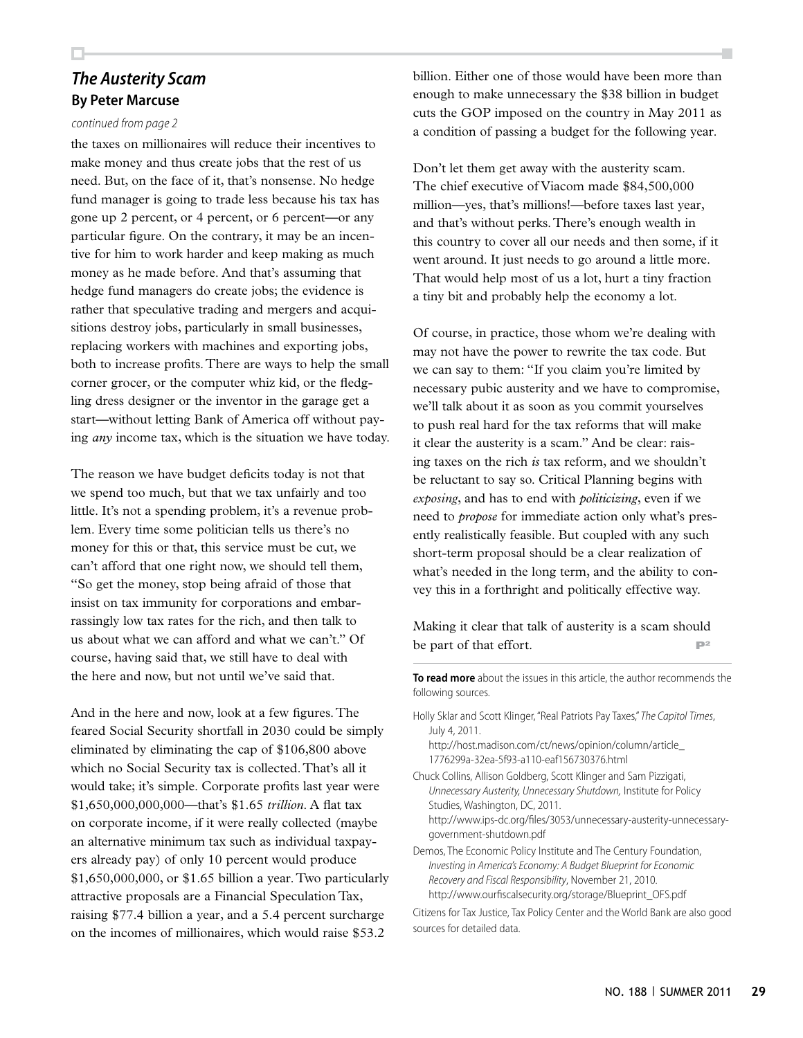## *The Austerity Scam*

### By Peter Marcuse

*continued from page 2*

the taxes on millionaires will reduce their incentives to make money and thus create jobs that the rest of us need. But, on the face of it, that's nonsense. No hedge fund manager is going to trade less because his tax has gone up 2 percent, or 4 percent, or 6 percent—or any particular figure. On the contrary, it may be an incentive for him to work harder and keep making as much money as he made before. And that's assuming that hedge fund managers do create jobs; the evidence is rather that speculative trading and mergers and acquisitions destroy jobs, particularly in small businesses, replacing workers with machines and exporting jobs, both to increase profits. There are ways to help the small corner grocer, or the computer whiz kid, or the fledgling dress designer or the inventor in the garage get a start—without letting Bank of America off without paying *any* income tax, which is the situation we have today.

The reason we have budget deficits today is not that we spend too much, but that we tax unfairly and too little. It's not a spending problem, it's a revenue problem. Every time some politician tells us there's no money for this or that, this service must be cut, we can't afford that one right now, we should tell them, "So get the money, stop being afraid of those that insist on tax immunity for corporations and embarrassingly low tax rates for the rich, and then talk to us about what we can afford and what we can't." Of course, having said that, we still have to deal with the here and now, but not until we've said that.

And in the here and now, look at a few figures. The feared Social Security shortfall in 2030 could be simply eliminated by eliminating the cap of $106,800 above which no Social Security tax is collected. That's all it would take; it's simple. Corporate profits last year were $1,650,000,000,000—that's $1.65 *trillion*. A flat tax on corporate income, if it were really collected (maybe an alternative minimum tax such as individual taxpayers already pay) of only 10 percent would produce $1,650,000,000, or $1.65 billion a year. Two particularly attractive proposals are a Financial Speculation Tax, raising $77.4 billion a year, and a 5.4 percent surcharge on the incomes of millionaires, which would raise $53.2 billion. Either one of those would have been more than enough to make unnecessary the $38 billion in budget cuts the GOP imposed on the country in May 2011 as a condition of passing a budget for the following year.

Don't let them get away with the austerity scam. The chief executive of Viacom made $84,500,000 million—yes, that's millions!—before taxes last year, and that's without perks. There's enough wealth in this country to cover all our needs and then some, if it went around. It just needs to go around a little more. That would help most of us a lot, hurt a tiny fraction a tiny bit and probably help the economy a lot.

Of course, in practice, those whom we're dealing with may not have the power to rewrite the tax code. But we can say to them: "If you claim you're limited by necessary pubic austerity and we have to compromise, we'll talk about it as soon as you commit yourselves to push real hard for the tax reforms that will make it clear the austerity is a scam." And be clear: raising taxes on the rich *is* tax reform, and we shouldn't be reluctant to say so. Critical Planning begins with *exposing*, and has to end with *politicizing*, even if we need to *propose* for immediate action only what's presently realistically feasible. But coupled with any such short-term proposal should be a clear realization of what's needed in the long term, and the ability to convey this in a forthright and politically effective way.

Making it clear that talk of austerity is a scam should be part of that effort. P²

**To read more** about the issues in this article, the author recommends the following sources.

Holly Sklar and Scott Klinger, "Real Patriots Pay Taxes," *The Capitol Times*, July 4, 2011. http://host.madison.com/ct/news/opinion/column/article_1776299a-32ea-5f93-a110-eaf156730376.html

Chuck Collins, Allison Goldberg, Scott Klinger and Sam Pizzigati, *Unnecessary Austerity, Unnecessary Shutdown,* Institute for Policy Studies, Washington, DC, 2011. http://www.ips-dc.org/files/3053/unnecessary-austerity-unnecessary-government-shutdown.pdf

Demos, The Economic Policy Institute and The Century Foundation, *Investing in America's Economy: A Budget Blueprint for Economic Recovery and Fiscal Responsibility*, November 21, 2010. http://www.ourfiscalsecurity.org/storage/Blueprint_OFS.pdf

Citizens for Tax Justice, Tax Policy Center and the World Bank are also good sources for detailed data.